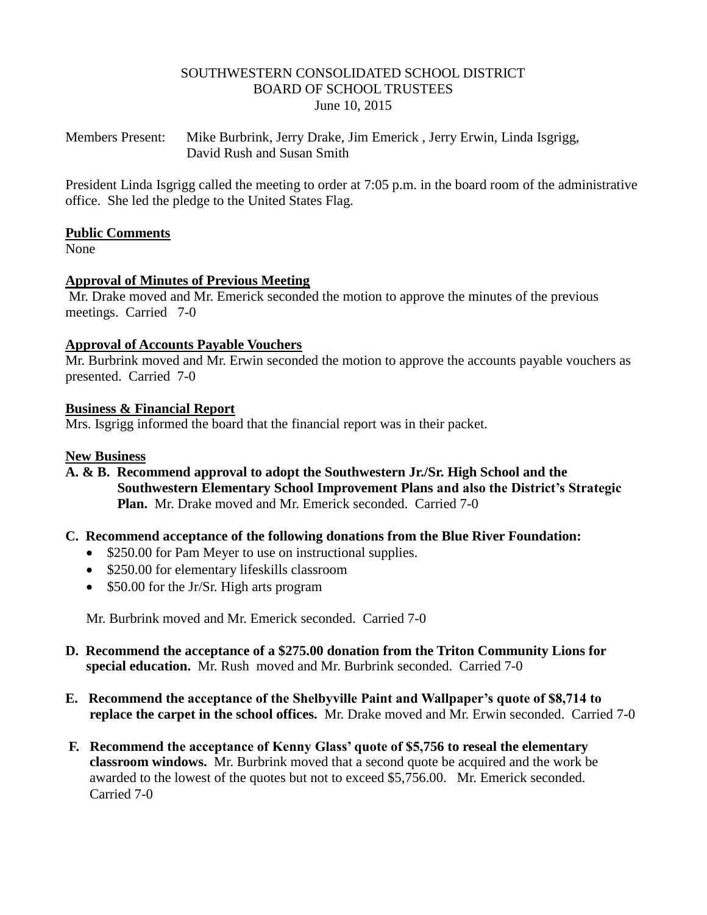SOUTHWESTERN CONSOLIDATED SCHOOL DISTRICT
BOARD OF SCHOOL TRUSTEES
June 10, 2015

Members Present: Mike Burbrink, Jerry Drake, Jim Emerick , Jerry Erwin, Linda Isgrigg, David Rush and Susan Smith

President Linda Isgrigg called the meeting to order at 7:05 p.m. in the board room of the administrative office. She led the pledge to the United States Flag.

**Public Comments**
None

**Approval of Minutes of Previous Meeting**
Mr. Drake moved and Mr. Emerick seconded the motion to approve the minutes of the previous meetings. Carried 7-0

**Approval of Accounts Payable Vouchers**
Mr. Burbrink moved and Mr. Erwin seconded the motion to approve the accounts payable vouchers as presented. Carried 7-0

**Business & Financial Report**
Mrs. Isgrigg informed the board that the financial report was in their packet.

**New Business**

**A. & B. Recommend approval to adopt the Southwestern Jr./Sr. High School and the Southwestern Elementary School Improvement Plans and also the District's Strategic Plan.** Mr. Drake moved and Mr. Emerick seconded. Carried 7-0

**C. Recommend acceptance of the following donations from the Blue River Foundation:**

- $250.00 for Pam Meyer to use on instructional supplies.
- $250.00 for elementary lifeskills classroom
- $50.00 for the Jr/Sr. High arts program

Mr. Burbrink moved and Mr. Emerick seconded. Carried 7-0

**D. Recommend the acceptance of a $275.00 donation from the Triton Community Lions for special education.** Mr. Rush moved and Mr. Burbrink seconded. Carried 7-0

**E. Recommend the acceptance of the Shelbyville Paint and Wallpaper's quote of $8,714 to replace the carpet in the school offices.** Mr. Drake moved and Mr. Erwin seconded. Carried 7-0

**F. Recommend the acceptance of Kenny Glass' quote of $5,756 to reseal the elementary classroom windows.** Mr. Burbrink moved that a second quote be acquired and the work be awarded to the lowest of the quotes but not to exceed $5,756.00. Mr. Emerick seconded. Carried 7-0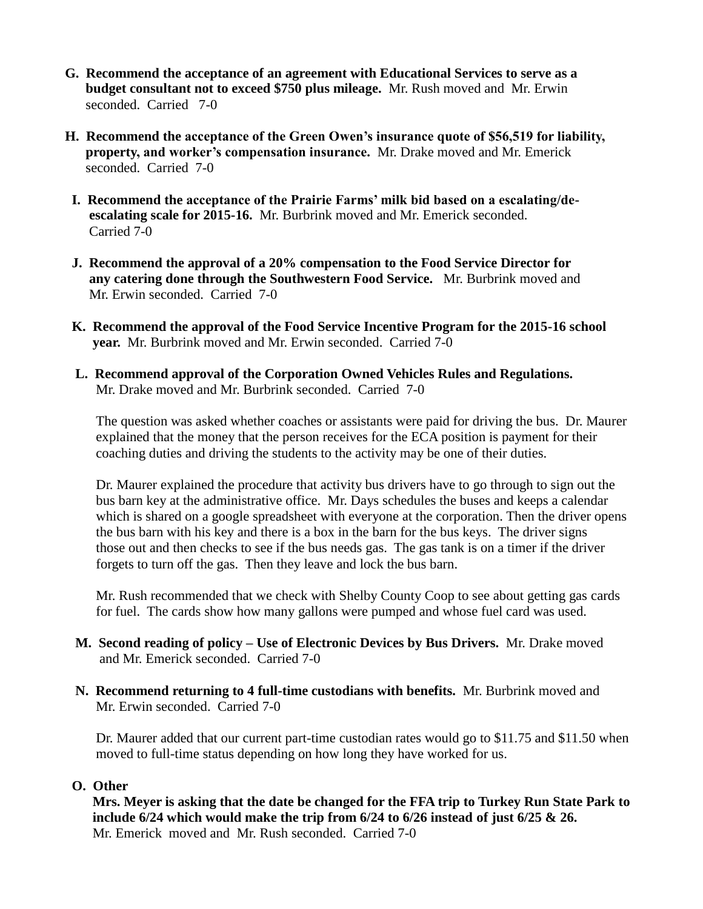G. **Recommend the acceptance of an agreement with Educational Services to serve as a budget consultant not to exceed $750 plus mileage.** Mr. Rush moved and Mr. Erwin seconded. Carried 7-0

H. **Recommend the acceptance of the Green Owen's insurance quote of $56,519 for liability, property, and worker's compensation insurance.** Mr. Drake moved and Mr. Emerick seconded. Carried 7-0

I. **Recommend the acceptance of the Prairie Farms' milk bid based on a escalating/de-escalating scale for 2015-16.** Mr. Burbrink moved and Mr. Emerick seconded. Carried 7-0

J. **Recommend the approval of a 20% compensation to the Food Service Director for any catering done through the Southwestern Food Service.** Mr. Burbrink moved and Mr. Erwin seconded. Carried 7-0

K. **Recommend the approval of the Food Service Incentive Program for the 2015-16 school year.** Mr. Burbrink moved and Mr. Erwin seconded. Carried 7-0

L. **Recommend approval of the Corporation Owned Vehicles Rules and Regulations.** Mr. Drake moved and Mr. Burbrink seconded. Carried 7-0

The question was asked whether coaches or assistants were paid for driving the bus. Dr. Maurer explained that the money that the person receives for the ECA position is payment for their coaching duties and driving the students to the activity may be one of their duties.

Dr. Maurer explained the procedure that activity bus drivers have to go through to sign out the bus barn key at the administrative office. Mr. Days schedules the buses and keeps a calendar which is shared on a google spreadsheet with everyone at the corporation. Then the driver opens the bus barn with his key and there is a box in the barn for the bus keys. The driver signs those out and then checks to see if the bus needs gas. The gas tank is on a timer if the driver forgets to turn off the gas. Then they leave and lock the bus barn.

Mr. Rush recommended that we check with Shelby County Coop to see about getting gas cards for fuel. The cards show how many gallons were pumped and whose fuel card was used.

M. **Second reading of policy – Use of Electronic Devices by Bus Drivers.** Mr. Drake moved and Mr. Emerick seconded. Carried 7-0

N. **Recommend returning to 4 full-time custodians with benefits.** Mr. Burbrink moved and Mr. Erwin seconded. Carried 7-0

Dr. Maurer added that our current part-time custodian rates would go to $11.75 and $11.50 when moved to full-time status depending on how long they have worked for us.

O. **Other**

**Mrs. Meyer is asking that the date be changed for the FFA trip to Turkey Run State Park to include 6/24 which would make the trip from 6/24 to 6/26 instead of just 6/25 & 26.** Mr. Emerick moved and Mr. Rush seconded. Carried 7-0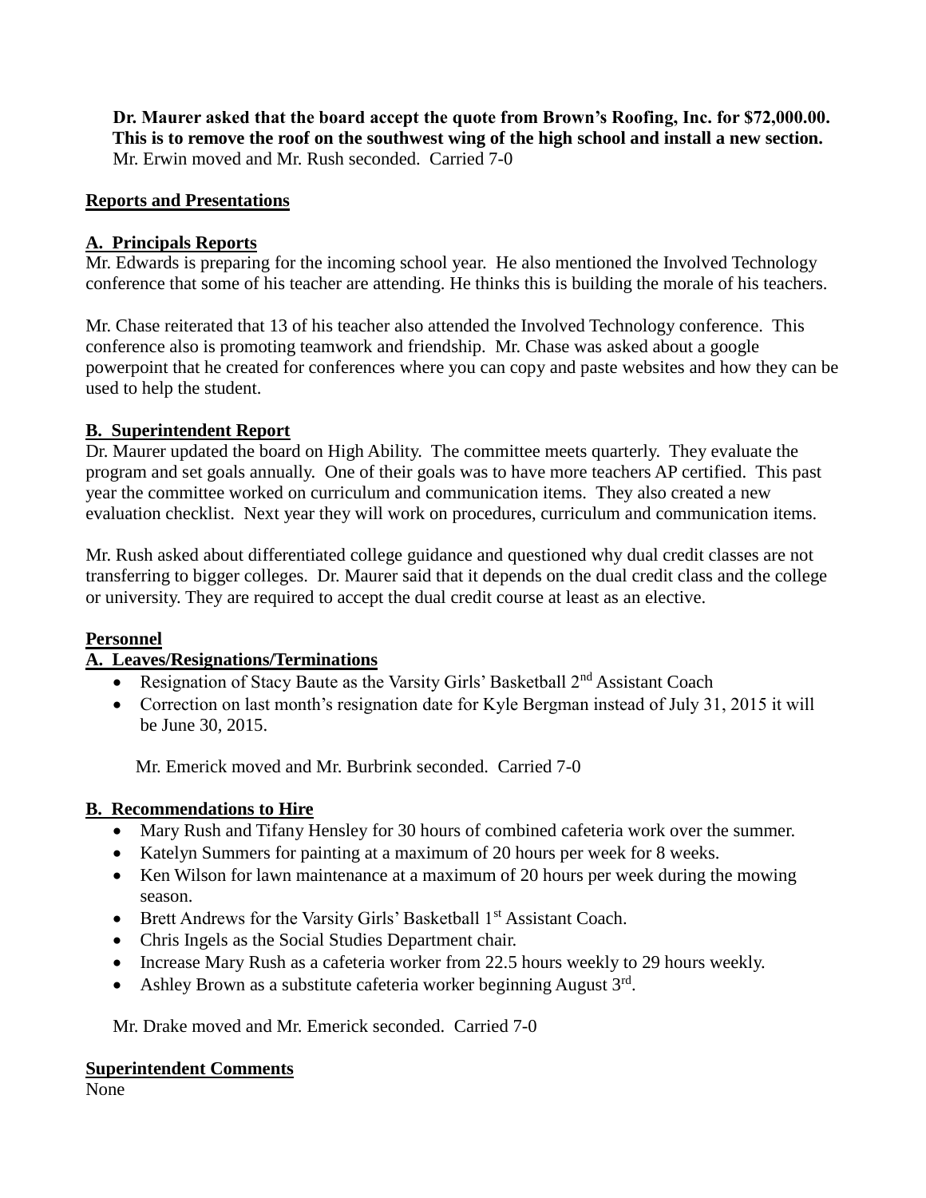**Dr. Maurer asked that the board accept the quote from Brown's Roofing, Inc. for $72,000.00. This is to remove the roof on the southwest wing of the high school and install a new section.**
Mr. Erwin moved and Mr. Rush seconded. Carried 7-0

## Reports and Presentations

### A. Principals Reports

Mr. Edwards is preparing for the incoming school year. He also mentioned the Involved Technology conference that some of his teacher are attending. He thinks this is building the morale of his teachers.

Mr. Chase reiterated that 13 of his teacher also attended the Involved Technology conference. This conference also is promoting teamwork and friendship. Mr. Chase was asked about a google powerpoint that he created for conferences where you can copy and paste websites and how they can be used to help the student.

### B. Superintendent Report

Dr. Maurer updated the board on High Ability. The committee meets quarterly. They evaluate the program and set goals annually. One of their goals was to have more teachers AP certified. This past year the committee worked on curriculum and communication items. They also created a new evaluation checklist. Next year they will work on procedures, curriculum and communication items.

Mr. Rush asked about differentiated college guidance and questioned why dual credit classes are not transferring to bigger colleges. Dr. Maurer said that it depends on the dual credit class and the college or university. They are required to accept the dual credit course at least as an elective.

## Personnel

### A. Leaves/Resignations/Terminations

- Resignation of Stacy Baute as the Varsity Girls' Basketball 2nd Assistant Coach
- Correction on last month's resignation date for Kyle Bergman instead of July 31, 2015 it will be June 30, 2015.

Mr. Emerick moved and Mr. Burbrink seconded. Carried 7-0

### B. Recommendations to Hire

- Mary Rush and Tifany Hensley for 30 hours of combined cafeteria work over the summer.
- Katelyn Summers for painting at a maximum of 20 hours per week for 8 weeks.
- Ken Wilson for lawn maintenance at a maximum of 20 hours per week during the mowing season.
- Brett Andrews for the Varsity Girls' Basketball 1st Assistant Coach.
- Chris Ingels as the Social Studies Department chair.
- Increase Mary Rush as a cafeteria worker from 22.5 hours weekly to 29 hours weekly.
- Ashley Brown as a substitute cafeteria worker beginning August 3rd.

Mr. Drake moved and Mr. Emerick seconded. Carried 7-0

## Superintendent Comments

None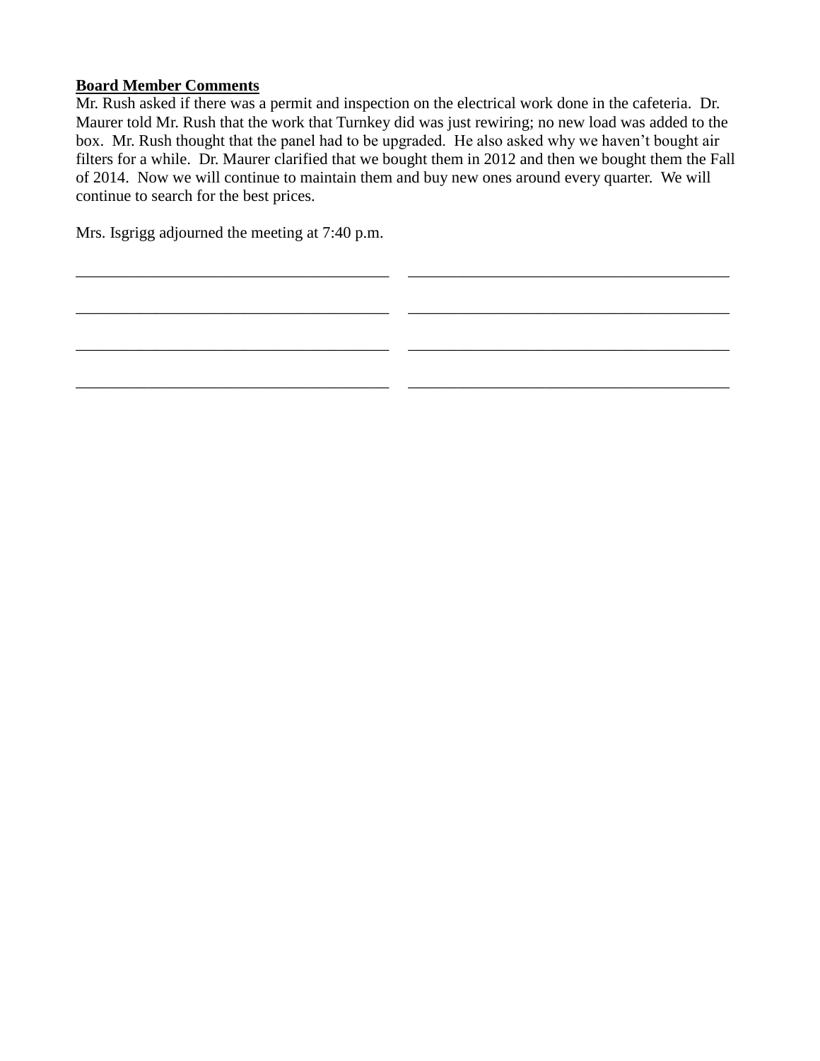**Board Member Comments**

Mr. Rush asked if there was a permit and inspection on the electrical work done in the cafeteria. Dr. Maurer told Mr. Rush that the work that Turnkey did was just rewiring; no new load was added to the box. Mr. Rush thought that the panel had to be upgraded. He also asked why we haven't bought air filters for a while. Dr. Maurer clarified that we bought them in 2012 and then we bought them the Fall of 2014. Now we will continue to maintain them and buy new ones around every quarter. We will continue to search for the best prices.

Mrs. Isgrigg adjourned the meeting at 7:40 p.m.

\_\_\_\_\_\_\_\_\_\_\_\_\_\_\_\_\_\_\_\_\_\_\_\_\_\_\_\_\_\_\_\_\_\_\_\_\_\_\_\_ \_\_\_\_\_\_\_\_\_\_\_\_\_\_\_\_\_\_\_\_\_\_\_\_\_\_\_\_\_\_\_\_\_\_\_\_\_\_\_\_

\_\_\_\_\_\_\_\_\_\_\_\_\_\_\_\_\_\_\_\_\_\_\_\_\_\_\_\_\_\_\_\_\_\_\_\_\_\_\_\_ \_\_\_\_\_\_\_\_\_\_\_\_\_\_\_\_\_\_\_\_\_\_\_\_\_\_\_\_\_\_\_\_\_\_\_\_\_\_\_\_

\_\_\_\_\_\_\_\_\_\_\_\_\_\_\_\_\_\_\_\_\_\_\_\_\_\_\_\_\_\_\_\_\_\_\_\_\_\_\_\_ \_\_\_\_\_\_\_\_\_\_\_\_\_\_\_\_\_\_\_\_\_\_\_\_\_\_\_\_\_\_\_\_\_\_\_\_\_\_\_\_

\_\_\_\_\_\_\_\_\_\_\_\_\_\_\_\_\_\_\_\_\_\_\_\_\_\_\_\_\_\_\_\_\_\_\_\_\_\_\_\_ \_\_\_\_\_\_\_\_\_\_\_\_\_\_\_\_\_\_\_\_\_\_\_\_\_\_\_\_\_\_\_\_\_\_\_\_\_\_\_\_